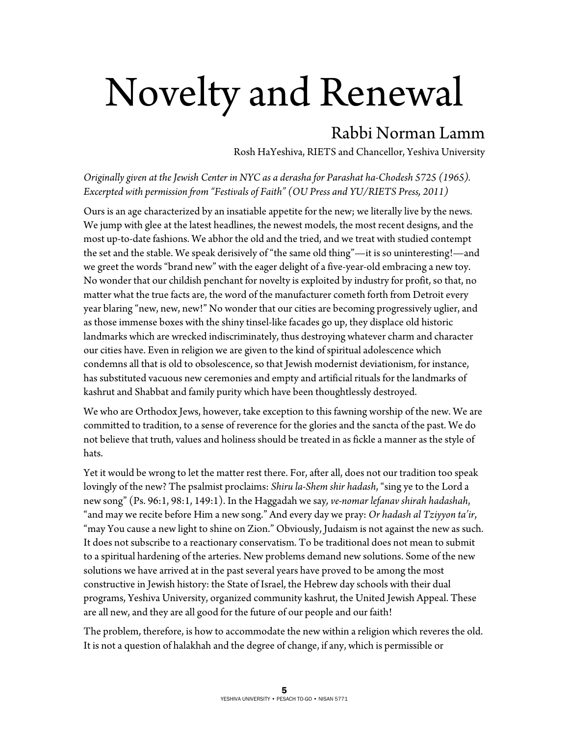# Novelty and Renewal

## Rabbi Norman Lamm

Rosh HaYeshiva, RIETS and Chancellor, Yeshiva University

*Originally given at the Jewish Center in NYC as a derasha for Parashat ha-Chodesh 5725 (1965). Excerpted with permission from "Festivals of Faith" (OU Press and YU/RIETS Press, 2011)*

Ours is an age characterized by an insatiable appetite for the new; we literally live by the news. We jump with glee at the latest headlines, the newest models, the most recent designs, and the most up-to-date fashions. We abhor the old and the tried, and we treat with studied contempt the set and the stable. We speak derisively of "the same old thing"—it is so uninteresting!—and we greet the words "brand new" with the eager delight of a five-year-old embracing a new toy. No wonder that our childish penchant for novelty is exploited by industry for profit, so that, no matter what the true facts are, the word of the manufacturer cometh forth from Detroit every year blaring "new, new, new!" No wonder that our cities are becoming progressively uglier, and as those immense boxes with the shiny tinsel-like facades go up, they displace old historic landmarks which are wrecked indiscriminately, thus destroying whatever charm and character our cities have. Even in religion we are given to the kind of spiritual adolescence which condemns all that is old to obsolescence, so that Jewish modernist deviationism, for instance, has substituted vacuous new ceremonies and empty and artificial rituals for the landmarks of kashrut and Shabbat and family purity which have been thoughtlessly destroyed.

We who are Orthodox Jews, however, take exception to this fawning worship of the new. We are committed to tradition, to a sense of reverence for the glories and the sancta of the past. We do not believe that truth, values and holiness should be treated in as fickle a manner as the style of hats.

Yet it would be wrong to let the matter rest there. For, after all, does not our tradition too speak lovingly of the new? The psalmist proclaims: *Shiru la-Shem shir hadash*, "sing ye to the Lord a new song" (Ps. 96:1, 98:1, 149:1). In the Haggadah we say, *ve-nomar lefanav shirah hadashah*, "and may we recite before Him a new song." And every day we pray: *Or hadash al Tziyyon ta'ir*, "may You cause a new light to shine on Zion." Obviously, Judaism is not against the new as such. It does not subscribe to a reactionary conservatism. To be traditional does not mean to submit to a spiritual hardening of the arteries. New problems demand new solutions. Some of the new solutions we have arrived at in the past several years have proved to be among the most constructive in Jewish history: the State of Israel, the Hebrew day schools with their dual programs, Yeshiva University, organized community kashrut, the United Jewish Appeal. These are all new, and they are all good for the future of our people and our faith!

The problem, therefore, is how to accommodate the new within a religion which reveres the old. It is not a question of halakhah and the degree of change, if any, which is permissible or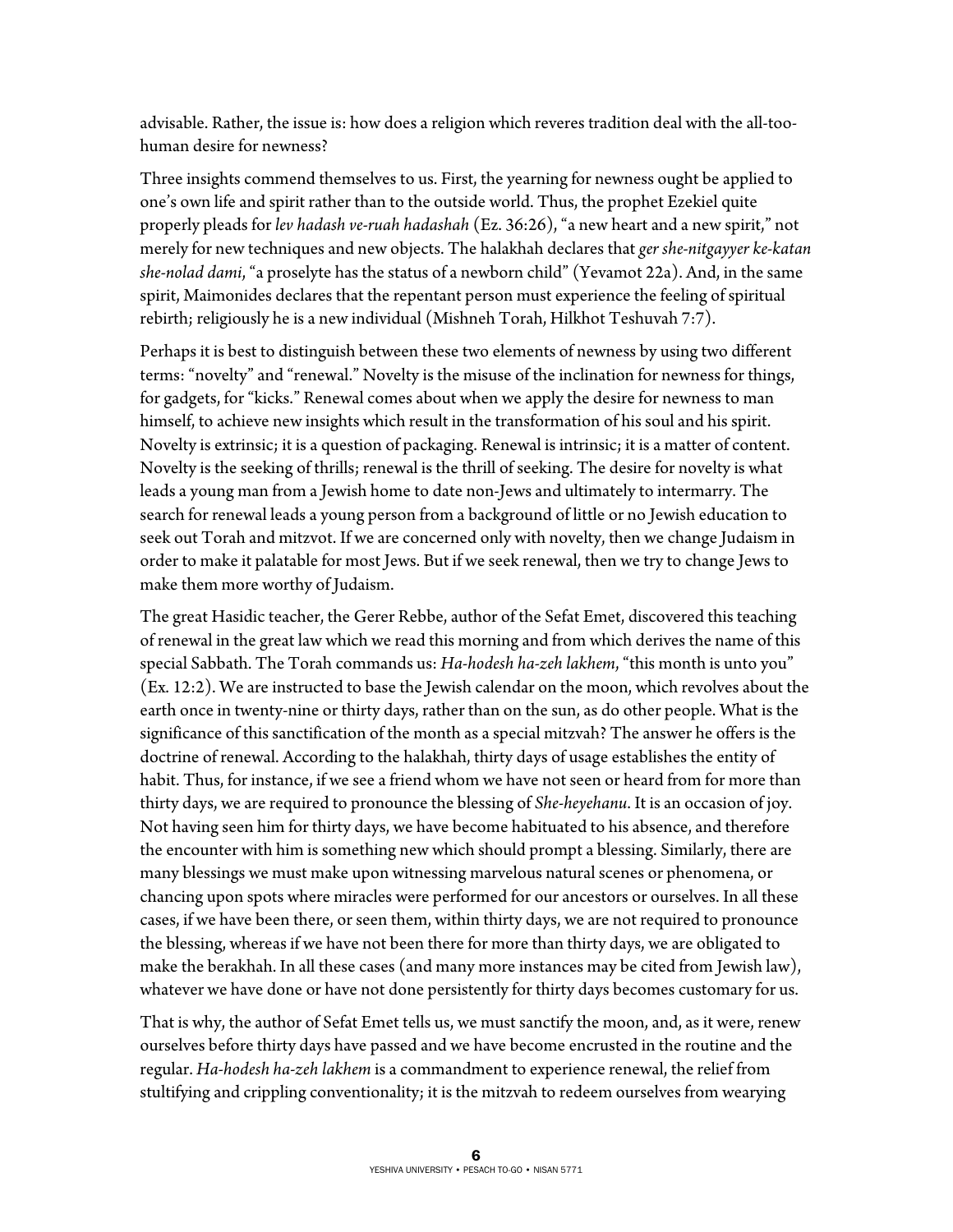advisable. Rather, the issue is: how does a religion which reveres tradition deal with the all-too-human desire for newness?

Three insights commend themselves to us. First, the yearning for newness ought be applied to one's own life and spirit rather than to the outside world. Thus, the prophet Ezekiel quite properly pleads for *lev hadash ve-ruah hadashah* (Ez. 36:26), "a new heart and a new spirit," not merely for new techniques and new objects. The halakhah declares that *ger she-nitgayyer ke-katan she-nolad dami*, "a proselyte has the status of a newborn child" (Yevamot 22a). And, in the same spirit, Maimonides declares that the repentant person must experience the feeling of spiritual rebirth; religiously he is a new individual (Mishneh Torah, Hilkhot Teshuvah 7:7).

Perhaps it is best to distinguish between these two elements of newness by using two different terms: "novelty" and "renewal." Novelty is the misuse of the inclination for newness for things, for gadgets, for "kicks." Renewal comes about when we apply the desire for newness to man himself, to achieve new insights which result in the transformation of his soul and his spirit. Novelty is extrinsic; it is a question of packaging. Renewal is intrinsic; it is a matter of content. Novelty is the seeking of thrills; renewal is the thrill of seeking. The desire for novelty is what leads a young man from a Jewish home to date non-Jews and ultimately to intermarry. The search for renewal leads a young person from a background of little or no Jewish education to seek out Torah and mitzvot. If we are concerned only with novelty, then we change Judaism in order to make it palatable for most Jews. But if we seek renewal, then we try to change Jews to make them more worthy of Judaism.

The great Hasidic teacher, the Gerer Rebbe, author of the Sefat Emet, discovered this teaching of renewal in the great law which we read this morning and from which derives the name of this special Sabbath. The Torah commands us: *Ha-hodesh ha-zeh lakhem*, "this month is unto you" (Ex. 12:2). We are instructed to base the Jewish calendar on the moon, which revolves about the earth once in twenty-nine or thirty days, rather than on the sun, as do other people. What is the significance of this sanctification of the month as a special mitzvah? The answer he offers is the doctrine of renewal. According to the halakhah, thirty days of usage establishes the entity of habit. Thus, for instance, if we see a friend whom we have not seen or heard from for more than thirty days, we are required to pronounce the blessing of *She-heyehanu*. It is an occasion of joy. Not having seen him for thirty days, we have become habituated to his absence, and therefore the encounter with him is something new which should prompt a blessing. Similarly, there are many blessings we must make upon witnessing marvelous natural scenes or phenomena, or chancing upon spots where miracles were performed for our ancestors or ourselves. In all these cases, if we have been there, or seen them, within thirty days, we are not required to pronounce the blessing, whereas if we have not been there for more than thirty days, we are obligated to make the berakhah. In all these cases (and many more instances may be cited from Jewish law), whatever we have done or have not done persistently for thirty days becomes customary for us.

That is why, the author of Sefat Emet tells us, we must sanctify the moon, and, as it were, renew ourselves before thirty days have passed and we have become encrusted in the routine and the regular. *Ha-hodesh ha-zeh lakhem* is a commandment to experience renewal, the relief from stultifying and crippling conventionality; it is the mitzvah to redeem ourselves from wearying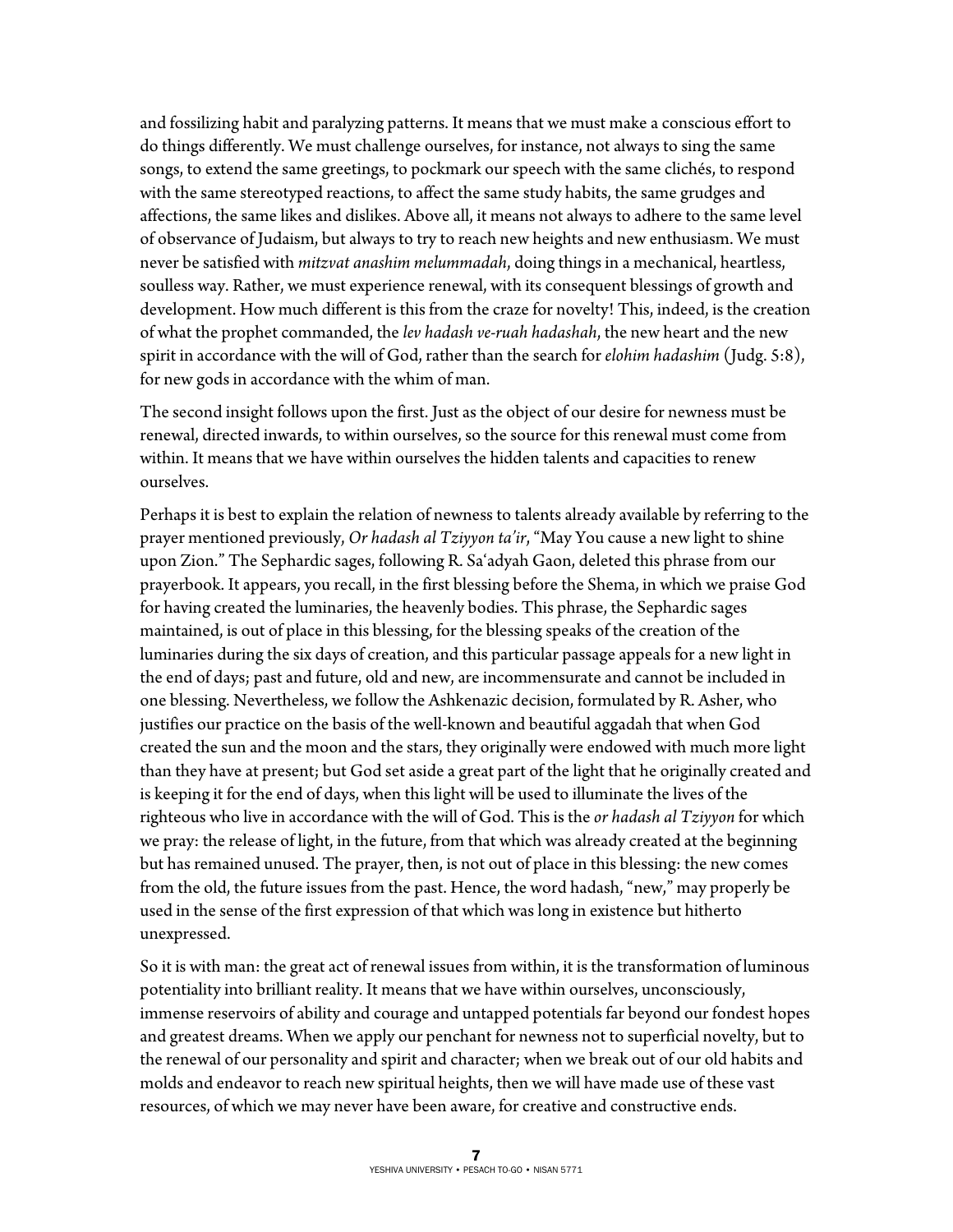and fossilizing habit and paralyzing patterns. It means that we must make a conscious effort to do things differently. We must challenge ourselves, for instance, not always to sing the same songs, to extend the same greetings, to pockmark our speech with the same clichés, to respond with the same stereotyped reactions, to affect the same study habits, the same grudges and affections, the same likes and dislikes. Above all, it means not always to adhere to the same level of observance of Judaism, but always to try to reach new heights and new enthusiasm. We must never be satisfied with *mitzvat anashim melummadah*, doing things in a mechanical, heartless, soulless way. Rather, we must experience renewal, with its consequent blessings of growth and development. How much different is this from the craze for novelty! This, indeed, is the creation of what the prophet commanded, the *lev hadash ve-ruah hadashah*, the new heart and the new spirit in accordance with the will of God, rather than the search for *elohim hadashim* (Judg. 5:8), for new gods in accordance with the whim of man.

The second insight follows upon the first. Just as the object of our desire for newness must be renewal, directed inwards, to within ourselves, so the source for this renewal must come from within. It means that we have within ourselves the hidden talents and capacities to renew ourselves.

Perhaps it is best to explain the relation of newness to talents already available by referring to the prayer mentioned previously, *Or hadash al Tziyyon ta'ir*, "May You cause a new light to shine upon Zion." The Sephardic sages, following R. Sa'adyah Gaon, deleted this phrase from our prayerbook. It appears, you recall, in the first blessing before the Shema, in which we praise God for having created the luminaries, the heavenly bodies. This phrase, the Sephardic sages maintained, is out of place in this blessing, for the blessing speaks of the creation of the luminaries during the six days of creation, and this particular passage appeals for a new light in the end of days; past and future, old and new, are incommensurate and cannot be included in one blessing. Nevertheless, we follow the Ashkenazic decision, formulated by R. Asher, who justifies our practice on the basis of the well-known and beautiful aggadah that when God created the sun and the moon and the stars, they originally were endowed with much more light than they have at present; but God set aside a great part of the light that he originally created and is keeping it for the end of days, when this light will be used to illuminate the lives of the righteous who live in accordance with the will of God. This is the *or hadash al Tziyyon* for which we pray: the release of light, in the future, from that which was already created at the beginning but has remained unused. The prayer, then, is not out of place in this blessing: the new comes from the old, the future issues from the past. Hence, the word hadash, "new," may properly be used in the sense of the first expression of that which was long in existence but hitherto unexpressed.

So it is with man: the great act of renewal issues from within, it is the transformation of luminous potentiality into brilliant reality. It means that we have within ourselves, unconsciously, immense reservoirs of ability and courage and untapped potentials far beyond our fondest hopes and greatest dreams. When we apply our penchant for newness not to superficial novelty, but to the renewal of our personality and spirit and character; when we break out of our old habits and molds and endeavor to reach new spiritual heights, then we will have made use of these vast resources, of which we may never have been aware, for creative and constructive ends.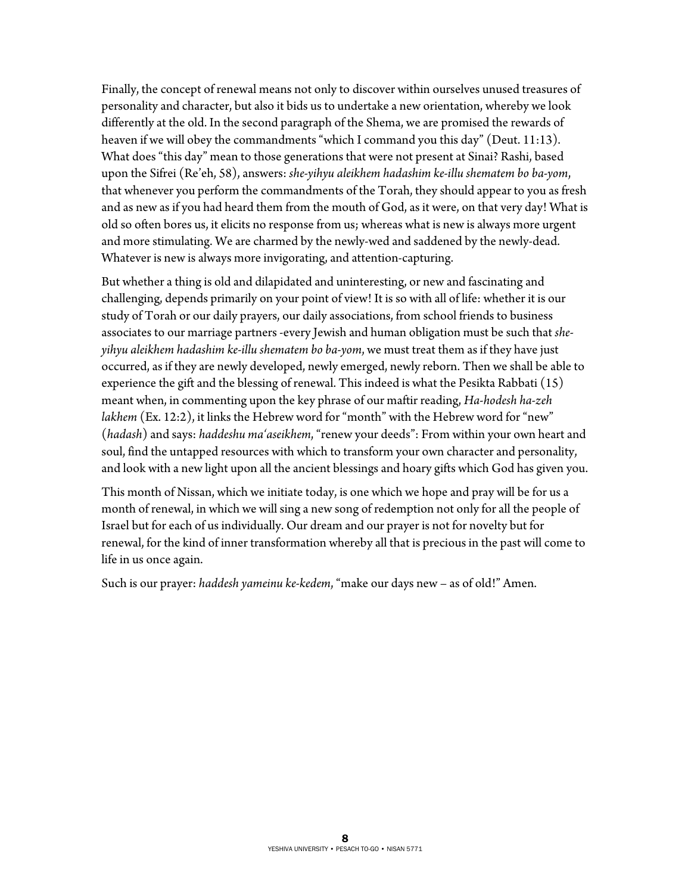Finally, the concept of renewal means not only to discover within ourselves unused treasures of personality and character, but also it bids us to undertake a new orientation, whereby we look differently at the old. In the second paragraph of the Shema, we are promised the rewards of heaven if we will obey the commandments "which I command you this day" (Deut. 11:13). What does "this day" mean to those generations that were not present at Sinai? Rashi, based upon the Sifrei (Re'eh, 58), answers: *she-yihyu aleikhem hadashim ke-illu shematem bo ba-yom*, that whenever you perform the commandments of the Torah, they should appear to you as fresh and as new as if you had heard them from the mouth of God, as it were, on that very day! What is old so often bores us, it elicits no response from us; whereas what is new is always more urgent and more stimulating. We are charmed by the newly-wed and saddened by the newly-dead. Whatever is new is always more invigorating, and attention-capturing.

But whether a thing is old and dilapidated and uninteresting, or new and fascinating and challenging, depends primarily on your point of view! It is so with all of life: whether it is our study of Torah or our daily prayers, our daily associations, from school friends to business associates to our marriage partners -every Jewish and human obligation must be such that *she-yihyu aleikhem hadashim ke-illu shematem bo ba-yom*, we must treat them as if they have just occurred, as if they are newly developed, newly emerged, newly reborn. Then we shall be able to experience the gift and the blessing of renewal. This indeed is what the Pesikta Rabbati (15) meant when, in commenting upon the key phrase of our maftir reading, *Ha-hodesh ha-zeh lakhem* (Ex. 12:2), it links the Hebrew word for "month" with the Hebrew word for "new" (*hadash*) and says: *haddeshu ma'aseikhem*, "renew your deeds": From within your own heart and soul, find the untapped resources with which to transform your own character and personality, and look with a new light upon all the ancient blessings and hoary gifts which God has given you.

This month of Nissan, which we initiate today, is one which we hope and pray will be for us a month of renewal, in which we will sing a new song of redemption not only for all the people of Israel but for each of us individually. Our dream and our prayer is not for novelty but for renewal, for the kind of inner transformation whereby all that is precious in the past will come to life in us once again.

Such is our prayer: *haddesh yameinu ke-kedem*, "make our days new – as of old!" Amen.